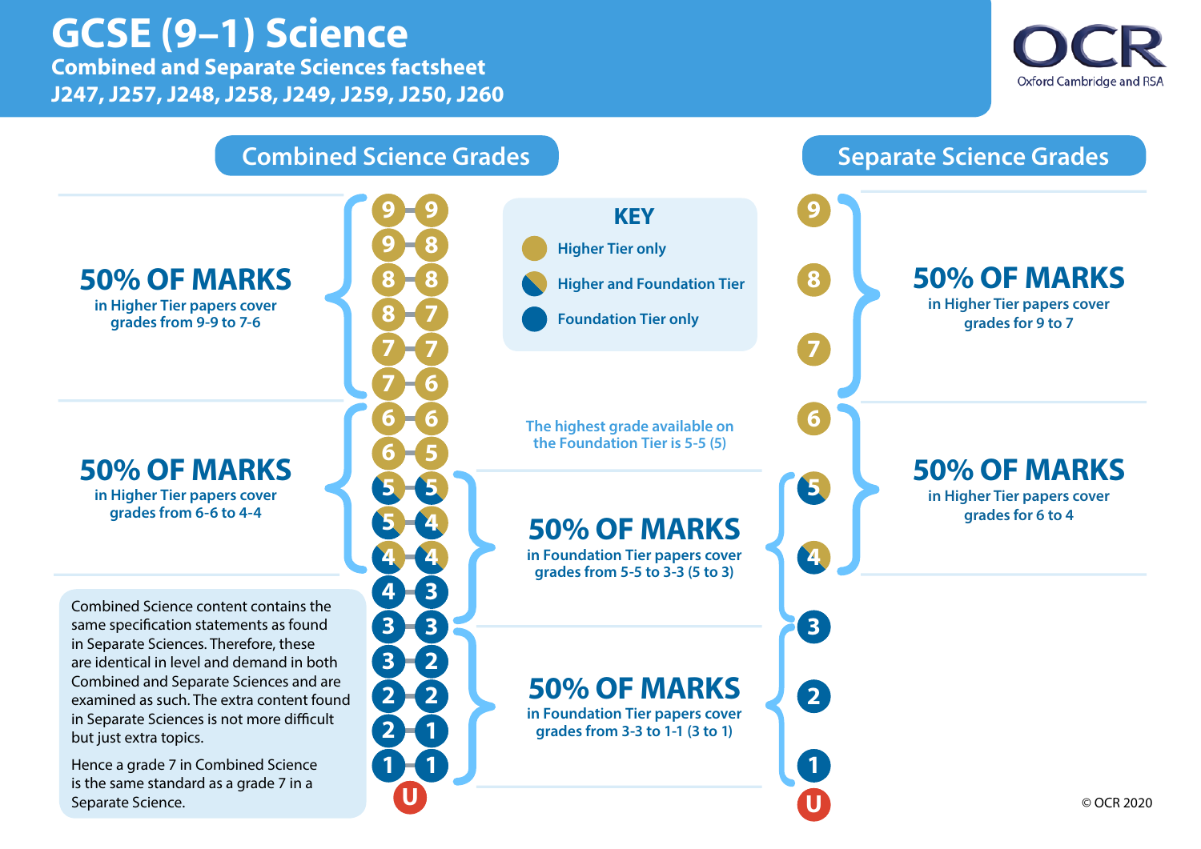# GCSE (9–1) Science

## Combined and Separate Sciences factsheet

## J247, J257, J248, J258, J249, J259, J250, J260

OCR
Oxford Cambridge and RSA

### Combined Science Grades

9-9
9-8
8-8
8-7
7-7
7-6
6-6
6-5
5-5
5-4
4-4
4-3
3-3
3-2
2-2
2-1
1-1
U

**50% OF MARKS**
in Higher Tier papers cover grades from 9-9 to 7-6

**50% OF MARKS**
in Higher Tier papers cover grades from 6-6 to 4-4

**50% OF MARKS**
in Foundation Tier papers cover grades from 5-5 to 3-3 (5 to 3)

**50% OF MARKS**
in Foundation Tier papers cover grades from 3-3 to 1-1 (3 to 1)

### KEY

- Higher Tier only
- Higher and Foundation Tier
- Foundation Tier only

The highest grade available on the Foundation Tier is 5-5 (5)

### Separate Science Grades

9
8
7
6
5
4
3
2
1
U

**50% OF MARKS**
in Higher Tier papers cover grades for 9 to 7

**50% OF MARKS**
in Higher Tier papers cover grades for 6 to 4

Combined Science content contains the same specification statements as found in Separate Sciences. Therefore, these are identical in level and demand in both Combined and Separate Sciences and are examined as such. The extra content found in Separate Sciences is not more difficult but just extra topics.

Hence a grade 7 in Combined Science is the same standard as a grade 7 in a Separate Science.

© OCR 2020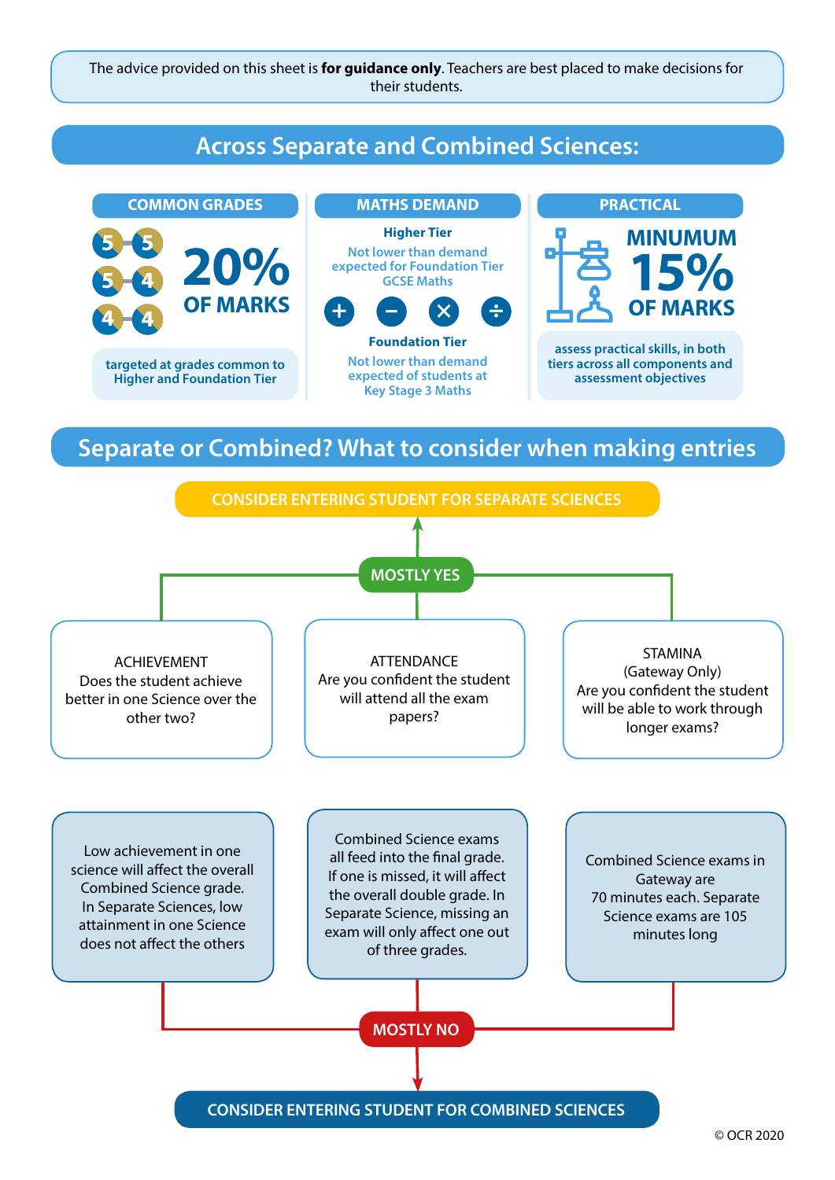The advice provided on this sheet is **for guidance only**. Teachers are best placed to make decisions for their students.

## Across Separate and Combined Sciences:

### COMMON GRADES

5-5
5-4
4-4

**20%**
**OF MARKS**

targeted at grades common to Higher and Foundation Tier

### MATHS DEMAND

**Higher Tier**

Not lower than demand expected for Foundation Tier GCSE Maths

+ − × ÷

**Foundation Tier**

Not lower than demand expected of students at Key Stage 3 Maths

### PRACTICAL

**MINUMUM**
**15%**
**OF MARKS**

assess practical skills, in both tiers across all components and assessment objectives

## Separate or Combined? What to consider when making entries

**CONSIDER ENTERING STUDENT FOR SEPARATE SCIENCES**

**MOSTLY YES**

ACHIEVEMENT
Does the student achieve better in one Science over the other two?

ATTENDANCE
Are you confident the student will attend all the exam papers?

STAMINA
(Gateway Only)
Are you confident the student will be able to work through longer exams?

Low achievement in one science will affect the overall Combined Science grade. In Separate Sciences, low attainment in one Science does not affect the others

Combined Science exams all feed into the final grade. If one is missed, it will affect the overall double grade. In Separate Science, missing an exam will only affect one out of three grades.

Combined Science exams in Gateway are 70 minutes each. Separate Science exams are 105 minutes long

**MOSTLY NO**

**CONSIDER ENTERING STUDENT FOR COMBINED SCIENCES**

© OCR 2020